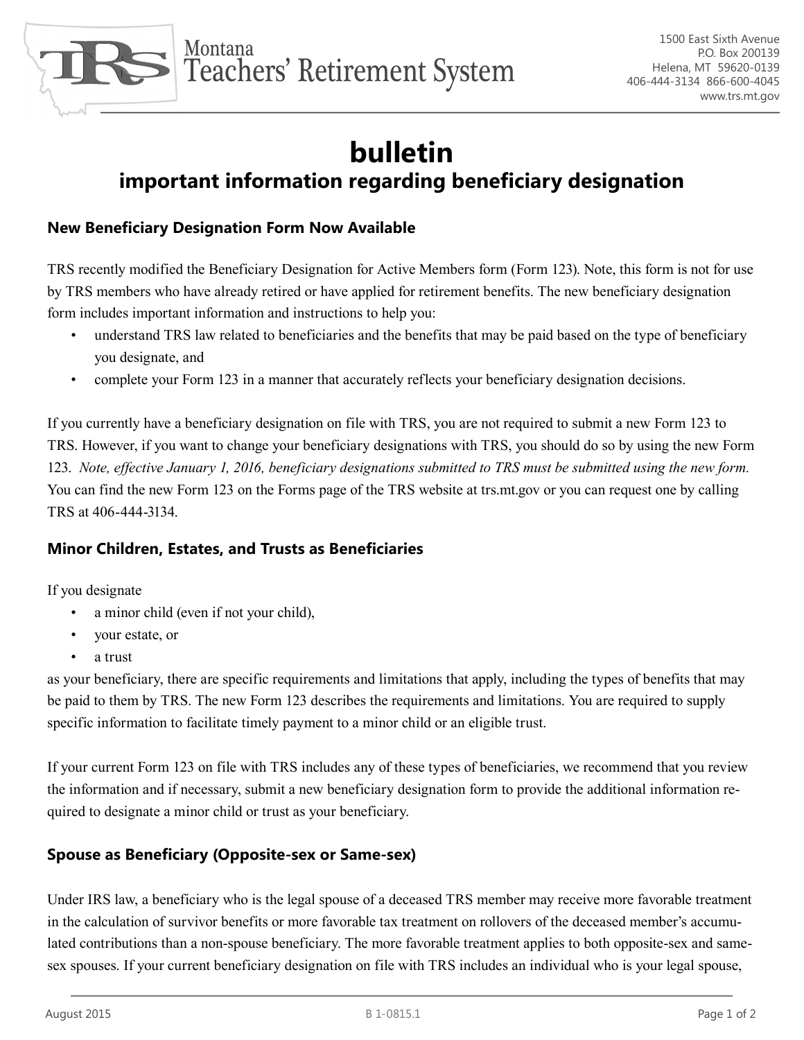Montana Teachers' Retirement System

1500 East Sixth Avenue
P.O. Box 200139
Helena, MT 59620-0139
406-444-3134 866-600-4045
www.trs.mt.gov

# bulletin

## important information regarding beneficiary designation

### New Beneficiary Designation Form Now Available

TRS recently modified the Beneficiary Designation for Active Members form (Form 123). Note, this form is not for use by TRS members who have already retired or have applied for retirement benefits. The new beneficiary designation form includes important information and instructions to help you:

- understand TRS law related to beneficiaries and the benefits that may be paid based on the type of beneficiary you designate, and
- complete your Form 123 in a manner that accurately reflects your beneficiary designation decisions.

If you currently have a beneficiary designation on file with TRS, you are not required to submit a new Form 123 to TRS. However, if you want to change your beneficiary designations with TRS, you should do so by using the new Form 123. *Note, effective January 1, 2016, beneficiary designations submitted to TRS must be submitted using the new form.* You can find the new Form 123 on the Forms page of the TRS website at trs.mt.gov or you can request one by calling TRS at 406-444-3134.

### Minor Children, Estates, and Trusts as Beneficiaries

If you designate

- a minor child (even if not your child),
- your estate, or
- a trust

as your beneficiary, there are specific requirements and limitations that apply, including the types of benefits that may be paid to them by TRS. The new Form 123 describes the requirements and limitations. You are required to supply specific information to facilitate timely payment to a minor child or an eligible trust.

If your current Form 123 on file with TRS includes any of these types of beneficiaries, we recommend that you review the information and if necessary, submit a new beneficiary designation form to provide the additional information required to designate a minor child or trust as your beneficiary.

### Spouse as Beneficiary (Opposite-sex or Same-sex)

Under IRS law, a beneficiary who is the legal spouse of a deceased TRS member may receive more favorable treatment in the calculation of survivor benefits or more favorable tax treatment on rollovers of the deceased member's accumulated contributions than a non-spouse beneficiary. The more favorable treatment applies to both opposite-sex and same-sex spouses. If your current beneficiary designation on file with TRS includes an individual who is your legal spouse,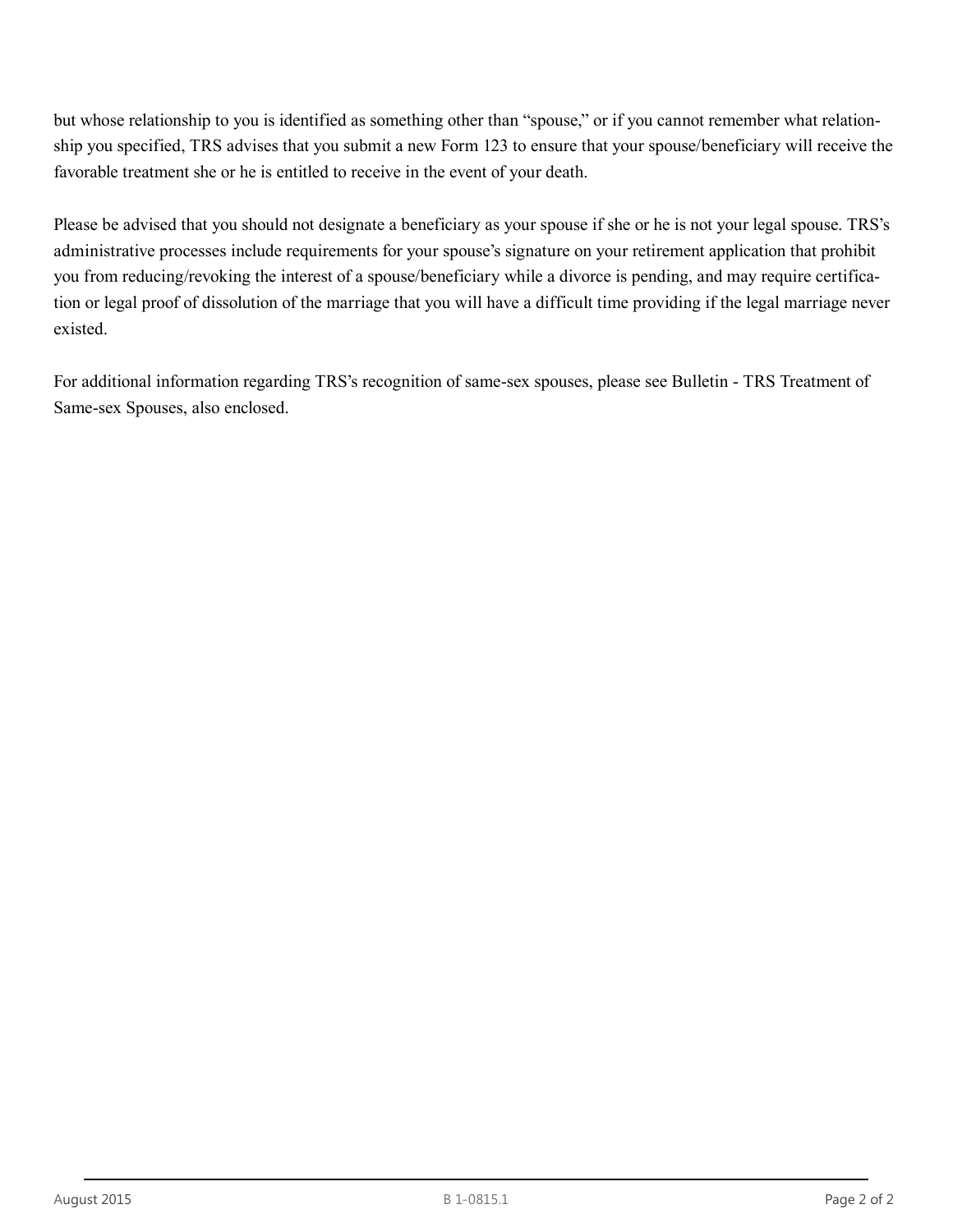but whose relationship to you is identified as something other than "spouse," or if you cannot remember what relationship you specified, TRS advises that you submit a new Form 123 to ensure that your spouse/beneficiary will receive the favorable treatment she or he is entitled to receive in the event of your death.

Please be advised that you should not designate a beneficiary as your spouse if she or he is not your legal spouse. TRS's administrative processes include requirements for your spouse's signature on your retirement application that prohibit you from reducing/revoking the interest of a spouse/beneficiary while a divorce is pending, and may require certification or legal proof of dissolution of the marriage that you will have a difficult time providing if the legal marriage never existed.

For additional information regarding TRS's recognition of same-sex spouses, please see Bulletin - TRS Treatment of Same-sex Spouses, also enclosed.